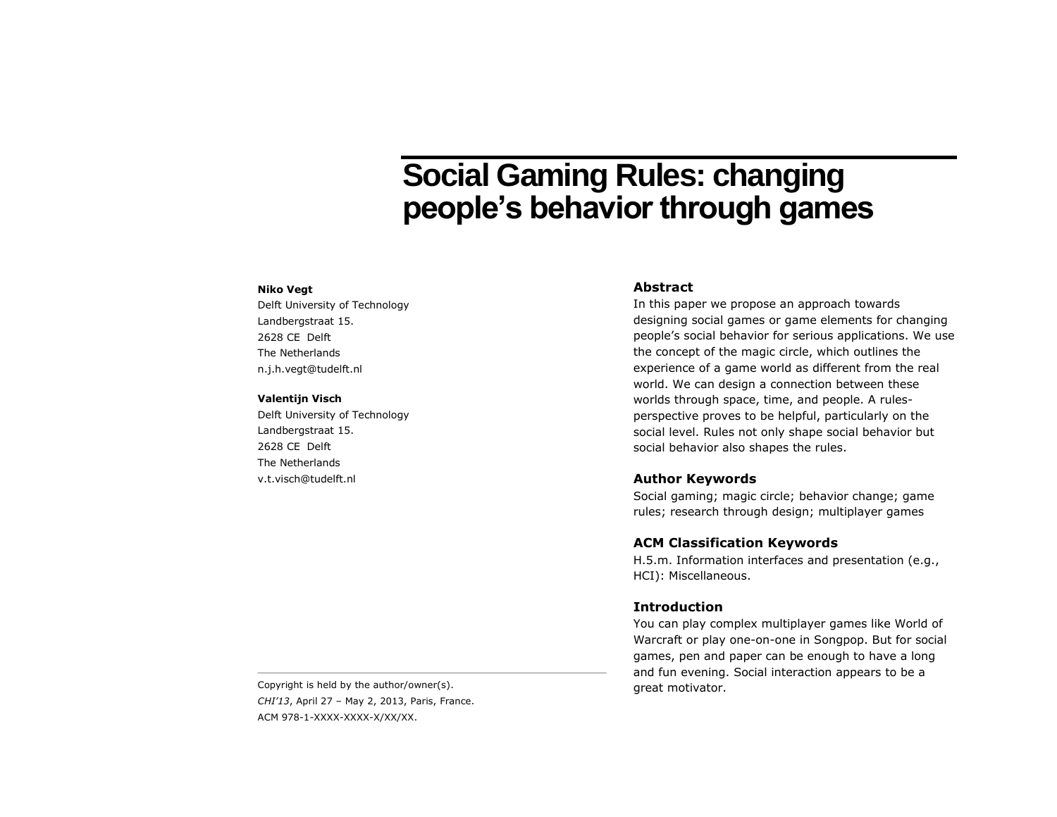# Social Gaming Rules: changing people's behavior through games

**Niko Vegt**
Delft University of Technology
Landbergstraat 15.
2628 CE Delft
The Netherlands
n.j.h.vegt@tudelft.nl

**Valentijn Visch**
Delft University of Technology
Landbergstraat 15.
2628 CE Delft
The Netherlands
v.t.visch@tudelft.nl

Copyright is held by the author/owner(s).
*CHI'13*, April 27 – May 2, 2013, Paris, France.
ACM 978-1-XXXX-XXXX-X/XX/XX.

## Abstract

In this paper we propose an approach towards designing social games or game elements for changing people's social behavior for serious applications. We use the concept of the magic circle, which outlines the experience of a game world as different from the real world. We can design a connection between these worlds through space, time, and people. A rules-perspective proves to be helpful, particularly on the social level. Rules not only shape social behavior but social behavior also shapes the rules.

## Author Keywords

Social gaming; magic circle; behavior change; game rules; research through design; multiplayer games

## ACM Classification Keywords

H.5.m. Information interfaces and presentation (e.g., HCI): Miscellaneous.

## Introduction

You can play complex multiplayer games like World of Warcraft or play one-on-one in Songpop. But for social games, pen and paper can be enough to have a long and fun evening. Social interaction appears to be a great motivator.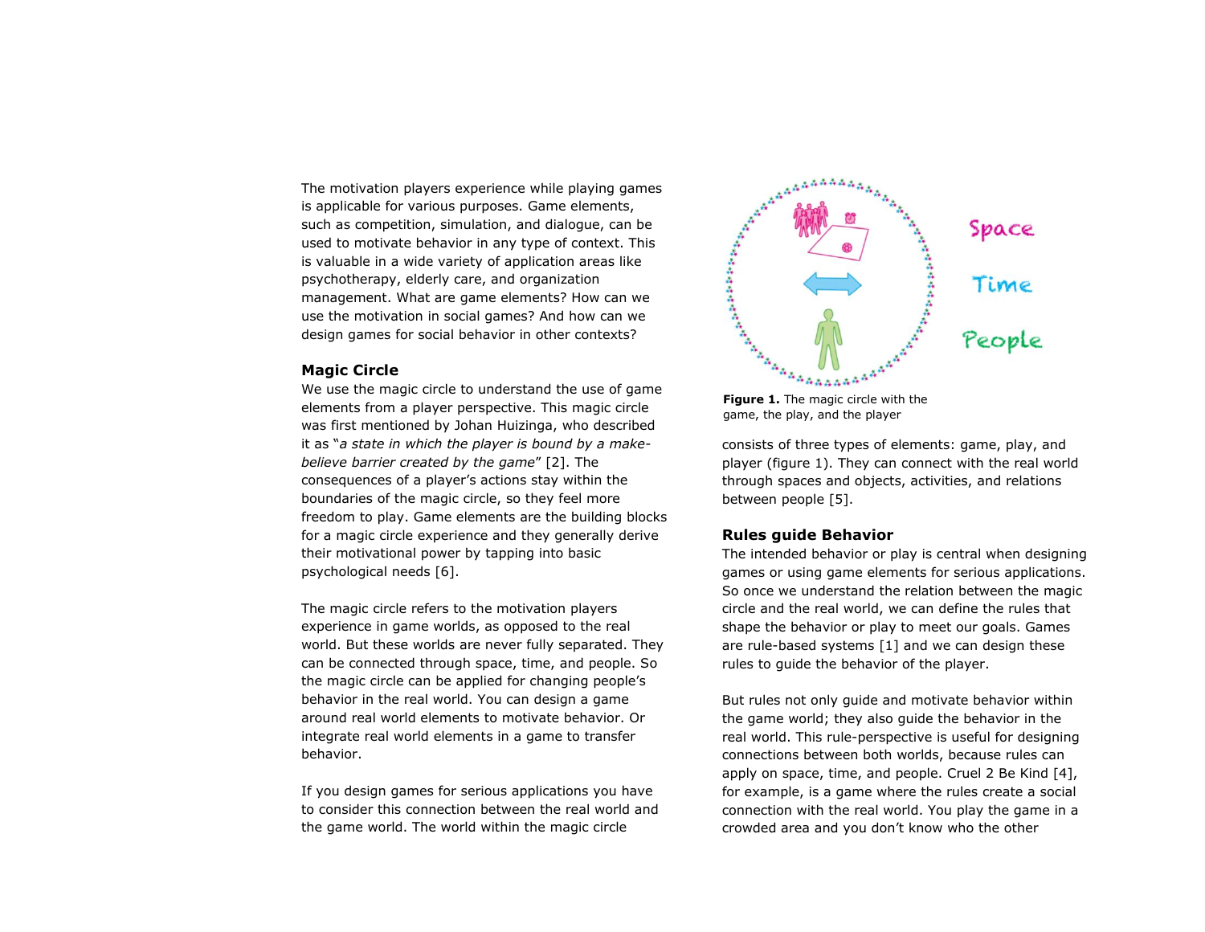The motivation players experience while playing games is applicable for various purposes. Game elements, such as competition, simulation, and dialogue, can be used to motivate behavior in any type of context. This is valuable in a wide variety of application areas like psychotherapy, elderly care, and organization management. What are game elements? How can we use the motivation in social games? And how can we design games for social behavior in other contexts?

## Magic Circle

We use the magic circle to understand the use of game elements from a player perspective. This magic circle was first mentioned by Johan Huizinga, who described it as "*a state in which the player is bound by a make-believe barrier created by the game*" [2]. The consequences of a player's actions stay within the boundaries of the magic circle, so they feel more freedom to play. Game elements are the building blocks for a magic circle experience and they generally derive their motivational power by tapping into basic psychological needs [6].

The magic circle refers to the motivation players experience in game worlds, as opposed to the real world. But these worlds are never fully separated. They can be connected through space, time, and people. So the magic circle can be applied for changing people's behavior in the real world. You can design a game around real world elements to motivate behavior. Or integrate real world elements in a game to transfer behavior.

If you design games for serious applications you have to consider this connection between the real world and the game world. The world within the magic circle consists of three types of elements: game, play, and player (figure 1). They can connect with the real world through spaces and objects, activities, and relations between people [5].

Space

Time

People

**Figure 1.** The magic circle with the game, the play, and the player

## Rules guide Behavior

The intended behavior or play is central when designing games or using game elements for serious applications. So once we understand the relation between the magic circle and the real world, we can define the rules that shape the behavior or play to meet our goals. Games are rule-based systems [1] and we can design these rules to guide the behavior of the player.

But rules not only guide and motivate behavior within the game world; they also guide the behavior in the real world. This rule-perspective is useful for designing connections between both worlds, because rules can apply on space, time, and people. Cruel 2 Be Kind [4], for example, is a game where the rules create a social connection with the real world. You play the game in a crowded area and you don't know who the other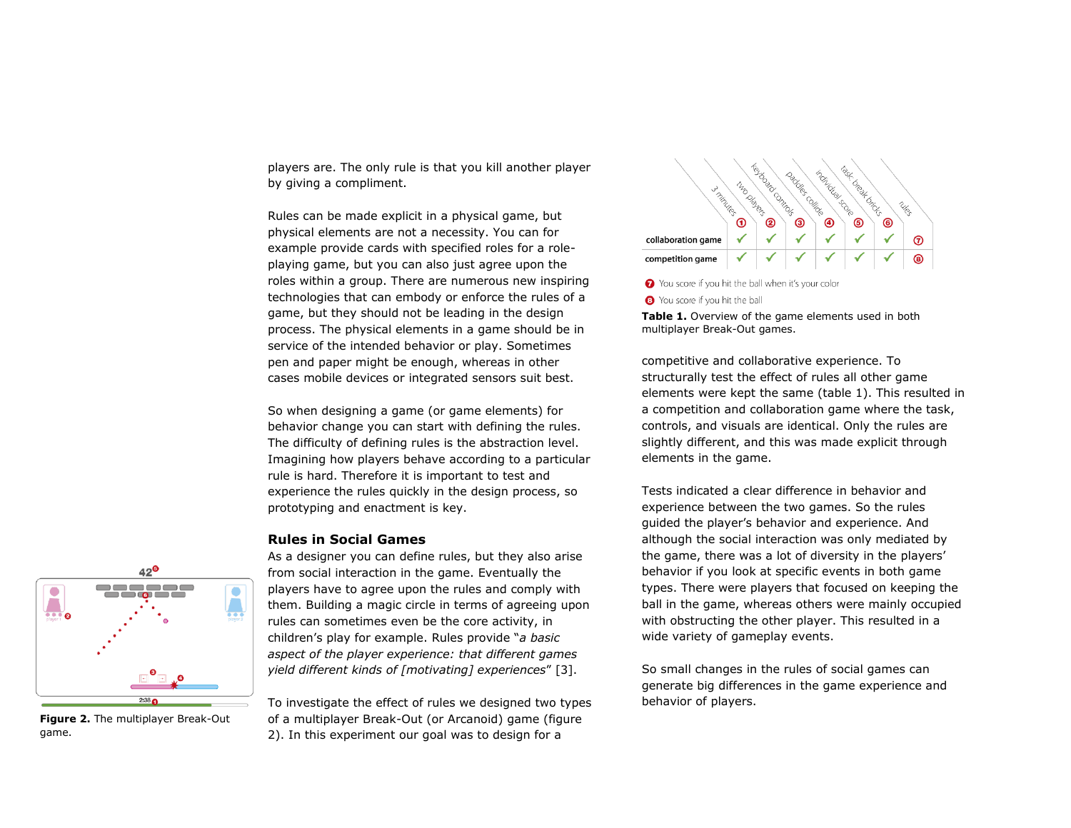players are. The only rule is that you kill another player by giving a compliment.

Rules can be made explicit in a physical game, but physical elements are not a necessity. You can for example provide cards with specified roles for a role-playing game, but you can also just agree upon the roles within a group. There are numerous new inspiring technologies that can embody or enforce the rules of a game, but they should not be leading in the design process. The physical elements in a game should be in service of the intended behavior or play. Sometimes pen and paper might be enough, whereas in other cases mobile devices or integrated sensors suit best.

So when designing a game (or game elements) for behavior change you can start with defining the rules. The difficulty of defining rules is the abstraction level. Imagining how players behave according to a particular rule is hard. Therefore it is important to test and experience the rules quickly in the design process, so prototyping and enactment is key.

## Rules in Social Games

As a designer you can define rules, but they also arise from social interaction in the game. Eventually the players have to agree upon the rules and comply with them. Building a magic circle in terms of agreeing upon rules can sometimes even be the core activity, in children's play for example. Rules provide "*a basic aspect of the player experience: that different games yield different kinds of [motivating] experiences*" [3].

To investigate the effect of rules we designed two types of a multiplayer Break-Out (or Arcanoid) game (figure 2). In this experiment our goal was to design for a

**Figure 2.** The multiplayer Break-Out game.

| | 3 minutes | two players | keyboard controls | paddles collide | individual score | task: break bricks | rules |
|---|---|---|---|---|---|---|---|
| | ① | ② | ③ | ④ | ⑤ | ⑥ | |
| **collaboration game** | ✓ | ✓ | ✓ | ✓ | ✓ | ✓ | ⑦ |
| **competition game** | ✓ | ✓ | ✓ | ✓ | ✓ | ✓ | ⑧ |

⑦ You score if you hit the ball when it's your color

⑧ You score if you hit the ball

**Table 1.** Overview of the game elements used in both multiplayer Break-Out games.

competitive and collaborative experience. To structurally test the effect of rules all other game elements were kept the same (table 1). This resulted in a competition and collaboration game where the task, controls, and visuals are identical. Only the rules are slightly different, and this was made explicit through elements in the game.

Tests indicated a clear difference in behavior and experience between the two games. So the rules guided the player's behavior and experience. And although the social interaction was only mediated by the game, there was a lot of diversity in the players' behavior if you look at specific events in both game types. There were players that focused on keeping the ball in the game, whereas others were mainly occupied with obstructing the other player. This resulted in a wide variety of gameplay events.

So small changes in the rules of social games can generate big differences in the game experience and behavior of players.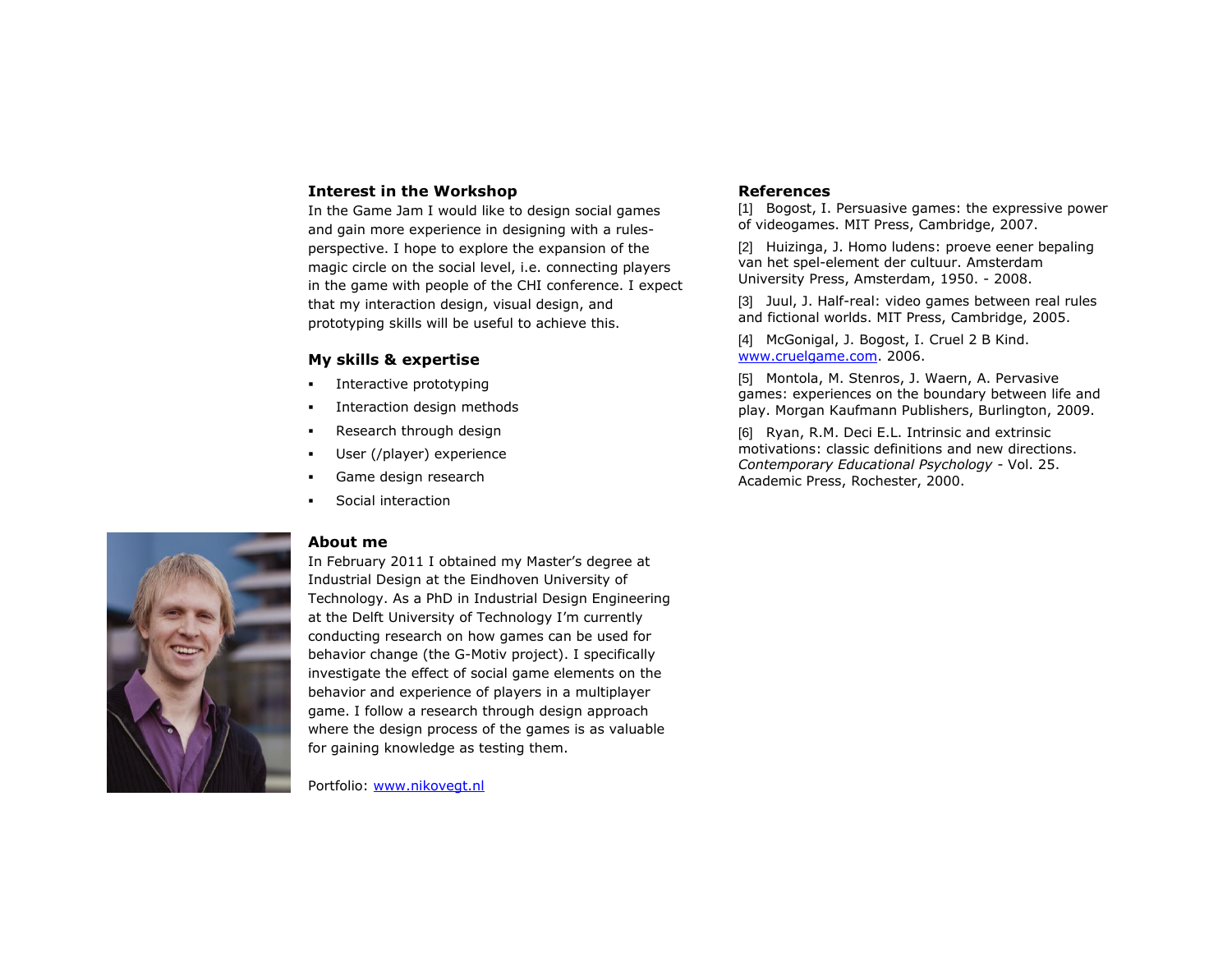## Interest in the Workshop

In the Game Jam I would like to design social games and gain more experience in designing with a rules-perspective. I hope to explore the expansion of the magic circle on the social level, i.e. connecting players in the game with people of the CHI conference. I expect that my interaction design, visual design, and prototyping skills will be useful to achieve this.

## My skills & expertise

- Interactive prototyping
- Interaction design methods
- Research through design
- User (/player) experience
- Game design research
- Social interaction

## About me

In February 2011 I obtained my Master's degree at Industrial Design at the Eindhoven University of Technology. As a PhD in Industrial Design Engineering at the Delft University of Technology I'm currently conducting research on how games can be used for behavior change (the G-Motiv project). I specifically investigate the effect of social game elements on the behavior and experience of players in a multiplayer game. I follow a research through design approach where the design process of the games is as valuable for gaining knowledge as testing them.

Portfolio: www.nikovegt.nl

## References

[1] Bogost, I. Persuasive games: the expressive power of videogames. MIT Press, Cambridge, 2007.

[2] Huizinga, J. Homo ludens: proeve eener bepaling van het spel-element der cultuur. Amsterdam University Press, Amsterdam, 1950. - 2008.

[3] Juul, J. Half-real: video games between real rules and fictional worlds. MIT Press, Cambridge, 2005.

[4] McGonigal, J. Bogost, I. Cruel 2 B Kind. www.cruelgame.com. 2006.

[5] Montola, M. Stenros, J. Waern, A. Pervasive games: experiences on the boundary between life and play. Morgan Kaufmann Publishers, Burlington, 2009.

[6] Ryan, R.M. Deci E.L. Intrinsic and extrinsic motivations: classic definitions and new directions. *Contemporary Educational Psychology* - Vol. 25. Academic Press, Rochester, 2000.